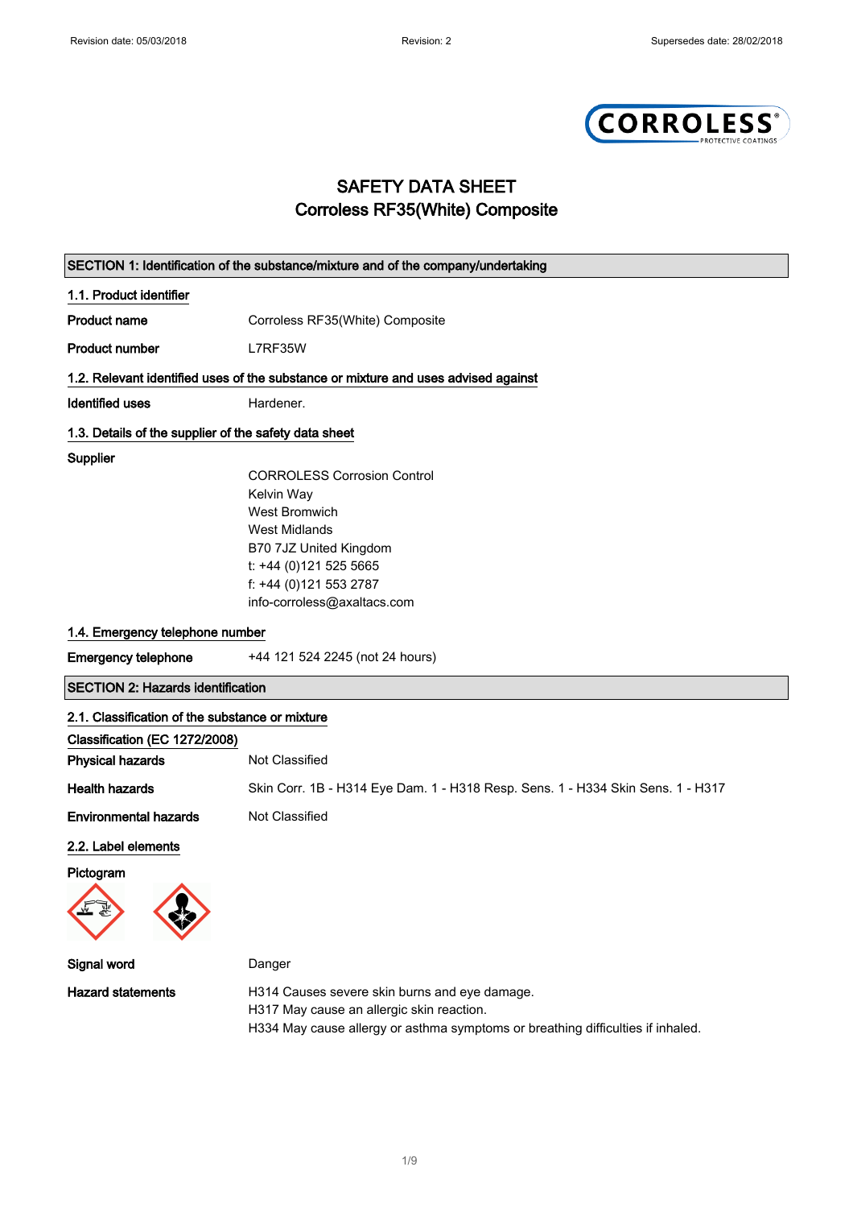# SAFETY DATA SHEET
## Corroless RF35(White) Composite

## SECTION 1: Identification of the substance/mixture and of the company/undertaking

### 1.1. Product identifier

**Product name** Corroless RF35(White) Composite

**Product number** L7RF35W

### 1.2. Relevant identified uses of the substance or mixture and uses advised against

**Identified uses** Hardener.

### 1.3. Details of the supplier of the safety data sheet

**Supplier**

CORROLESS Corrosion Control
Kelvin Way
West Bromwich
West Midlands
B70 7JZ United Kingdom
t: +44 (0)121 525 5665
f: +44 (0)121 553 2787
info-corroless@axaltacs.com

### 1.4. Emergency telephone number

**Emergency telephone** +44 121 524 2245 (not 24 hours)

## SECTION 2: Hazards identification

### 2.1. Classification of the substance or mixture

**Classification (EC 1272/2008)**

**Physical hazards** Not Classified

**Health hazards** Skin Corr. 1B - H314 Eye Dam. 1 - H318 Resp. Sens. 1 - H334 Skin Sens. 1 - H317

**Environmental hazards** Not Classified

### 2.2. Label elements

**Pictogram**

**Signal word** Danger

**Hazard statements**

H314 Causes severe skin burns and eye damage.
H317 May cause an allergic skin reaction.
H334 May cause allergy or asthma symptoms or breathing difficulties if inhaled.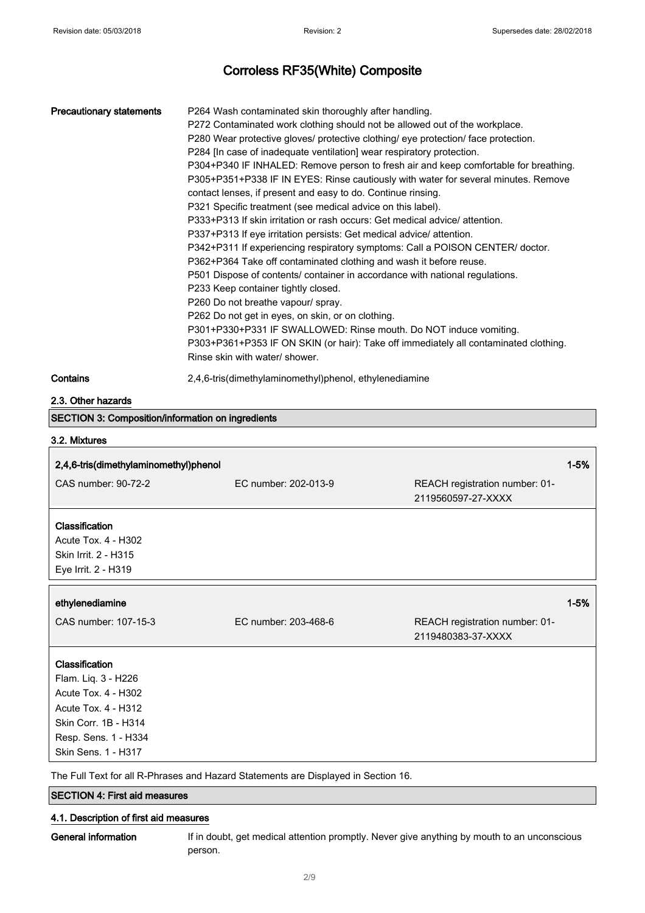# Corroless RF35(White) Composite

**Precautionary statements**

P264 Wash contaminated skin thoroughly after handling.
P272 Contaminated work clothing should not be allowed out of the workplace.
P280 Wear protective gloves/ protective clothing/ eye protection/ face protection.
P284 [In case of inadequate ventilation] wear respiratory protection.
P304+P340 IF INHALED: Remove person to fresh air and keep comfortable for breathing.
P305+P351+P338 IF IN EYES: Rinse cautiously with water for several minutes. Remove contact lenses, if present and easy to do. Continue rinsing.
P321 Specific treatment (see medical advice on this label).
P333+P313 If skin irritation or rash occurs: Get medical advice/ attention.
P337+P313 If eye irritation persists: Get medical advice/ attention.
P342+P311 If experiencing respiratory symptoms: Call a POISON CENTER/ doctor.
P362+P364 Take off contaminated clothing and wash it before reuse.
P501 Dispose of contents/ container in accordance with national regulations.
P233 Keep container tightly closed.
P260 Do not breathe vapour/ spray.
P262 Do not get in eyes, on skin, or on clothing.
P301+P330+P331 IF SWALLOWED: Rinse mouth. Do NOT induce vomiting.
P303+P361+P353 IF ON SKIN (or hair): Take off immediately all contaminated clothing. Rinse skin with water/ shower.

**Contains** 2,4,6-tris(dimethylaminomethyl)phenol, ethylenediamine

### 2.3. Other hazards

## SECTION 3: Composition/information on ingredients

### 3.2. Mixtures

**2,4,6-tris(dimethylaminomethyl)phenol** — 1-5%

| CAS number: 90-72-2 | EC number: 202-013-9 | REACH registration number: 01-2119560597-27-XXXX |
|---|---|---|

**Classification**
Acute Tox. 4 - H302
Skin Irrit. 2 - H315
Eye Irrit. 2 - H319

**ethylenediamine** — 1-5%

| CAS number: 107-15-3 | EC number: 203-468-6 | REACH registration number: 01-2119480383-37-XXXX |
|---|---|---|

**Classification**
Flam. Liq. 3 - H226
Acute Tox. 4 - H302
Acute Tox. 4 - H312
Skin Corr. 1B - H314
Resp. Sens. 1 - H334
Skin Sens. 1 - H317

The Full Text for all R-Phrases and Hazard Statements are Displayed in Section 16.

## SECTION 4: First aid measures

### 4.1. Description of first aid measures

**General information** If in doubt, get medical attention promptly. Never give anything by mouth to an unconscious person.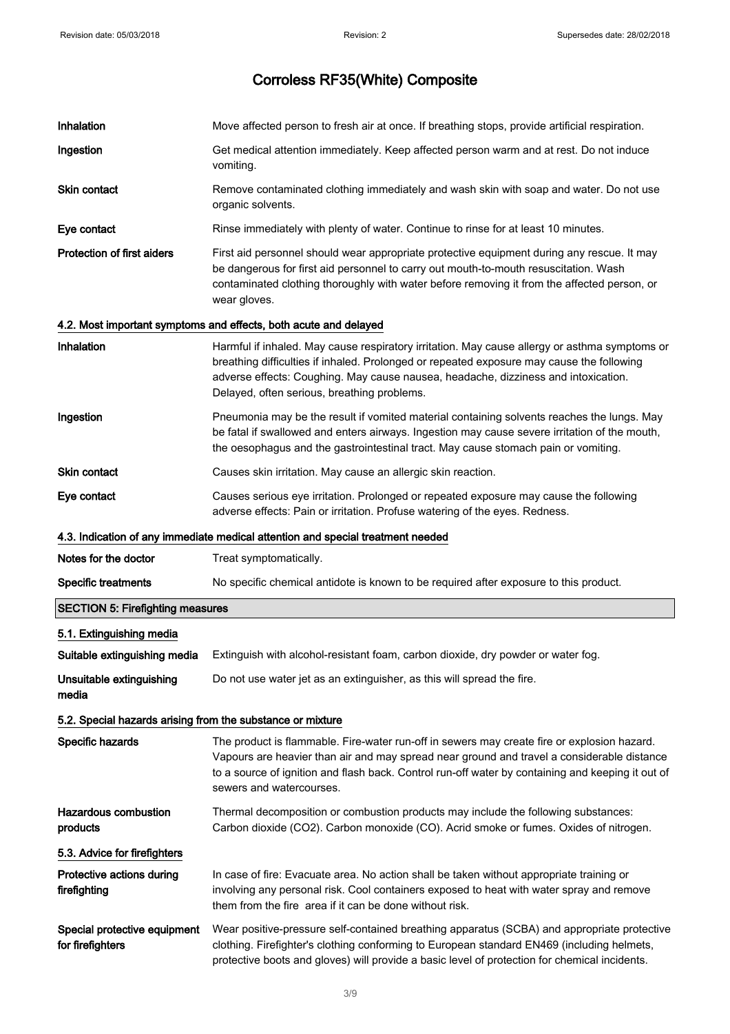# Corroless RF35(White) Composite

| | |
|---|---|
| **Inhalation** | Move affected person to fresh air at once. If breathing stops, provide artificial respiration. |
| **Ingestion** | Get medical attention immediately. Keep affected person warm and at rest. Do not induce vomiting. |
| **Skin contact** | Remove contaminated clothing immediately and wash skin with soap and water. Do not use organic solvents. |
| **Eye contact** | Rinse immediately with plenty of water. Continue to rinse for at least 10 minutes. |
| **Protection of first aiders** | First aid personnel should wear appropriate protective equipment during any rescue. It may be dangerous for first aid personnel to carry out mouth-to-mouth resuscitation. Wash contaminated clothing thoroughly with water before removing it from the affected person, or wear gloves. |

### 4.2. Most important symptoms and effects, both acute and delayed

| | |
|---|---|
| **Inhalation** | Harmful if inhaled. May cause respiratory irritation. May cause allergy or asthma symptoms or breathing difficulties if inhaled. Prolonged or repeated exposure may cause the following adverse effects: Coughing. May cause nausea, headache, dizziness and intoxication. Delayed, often serious, breathing problems. |
| **Ingestion** | Pneumonia may be the result if vomited material containing solvents reaches the lungs. May be fatal if swallowed and enters airways. Ingestion may cause severe irritation of the mouth, the oesophagus and the gastrointestinal tract. May cause stomach pain or vomiting. |
| **Skin contact** | Causes skin irritation. May cause an allergic skin reaction. |
| **Eye contact** | Causes serious eye irritation. Prolonged or repeated exposure may cause the following adverse effects: Pain or irritation. Profuse watering of the eyes. Redness. |

### 4.3. Indication of any immediate medical attention and special treatment needed

| | |
|---|---|
| **Notes for the doctor** | Treat symptomatically. |
| **Specific treatments** | No specific chemical antidote is known to be required after exposure to this product. |

## SECTION 5: Firefighting measures

### 5.1. Extinguishing media

| | |
|---|---|
| **Suitable extinguishing media** | Extinguish with alcohol-resistant foam, carbon dioxide, dry powder or water fog. |
| **Unsuitable extinguishing media** | Do not use water jet as an extinguisher, as this will spread the fire. |

### 5.2. Special hazards arising from the substance or mixture

| | |
|---|---|
| **Specific hazards** | The product is flammable. Fire-water run-off in sewers may create fire or explosion hazard. Vapours are heavier than air and may spread near ground and travel a considerable distance to a source of ignition and flash back. Control run-off water by containing and keeping it out of sewers and watercourses. |
| **Hazardous combustion products** | Thermal decomposition or combustion products may include the following substances: Carbon dioxide ($CO_2$). Carbon monoxide (CO). Acrid smoke or fumes. Oxides of nitrogen. |

### 5.3. Advice for firefighters

| | |
|---|---|
| **Protective actions during firefighting** | In case of fire: Evacuate area. No action shall be taken without appropriate training or involving any personal risk. Cool containers exposed to heat with water spray and remove them from the fire area if it can be done without risk. |
| **Special protective equipment for firefighters** | Wear positive-pressure self-contained breathing apparatus (SCBA) and appropriate protective clothing. Firefighter's clothing conforming to European standard EN469 (including helmets, protective boots and gloves) will provide a basic level of protection for chemical incidents. |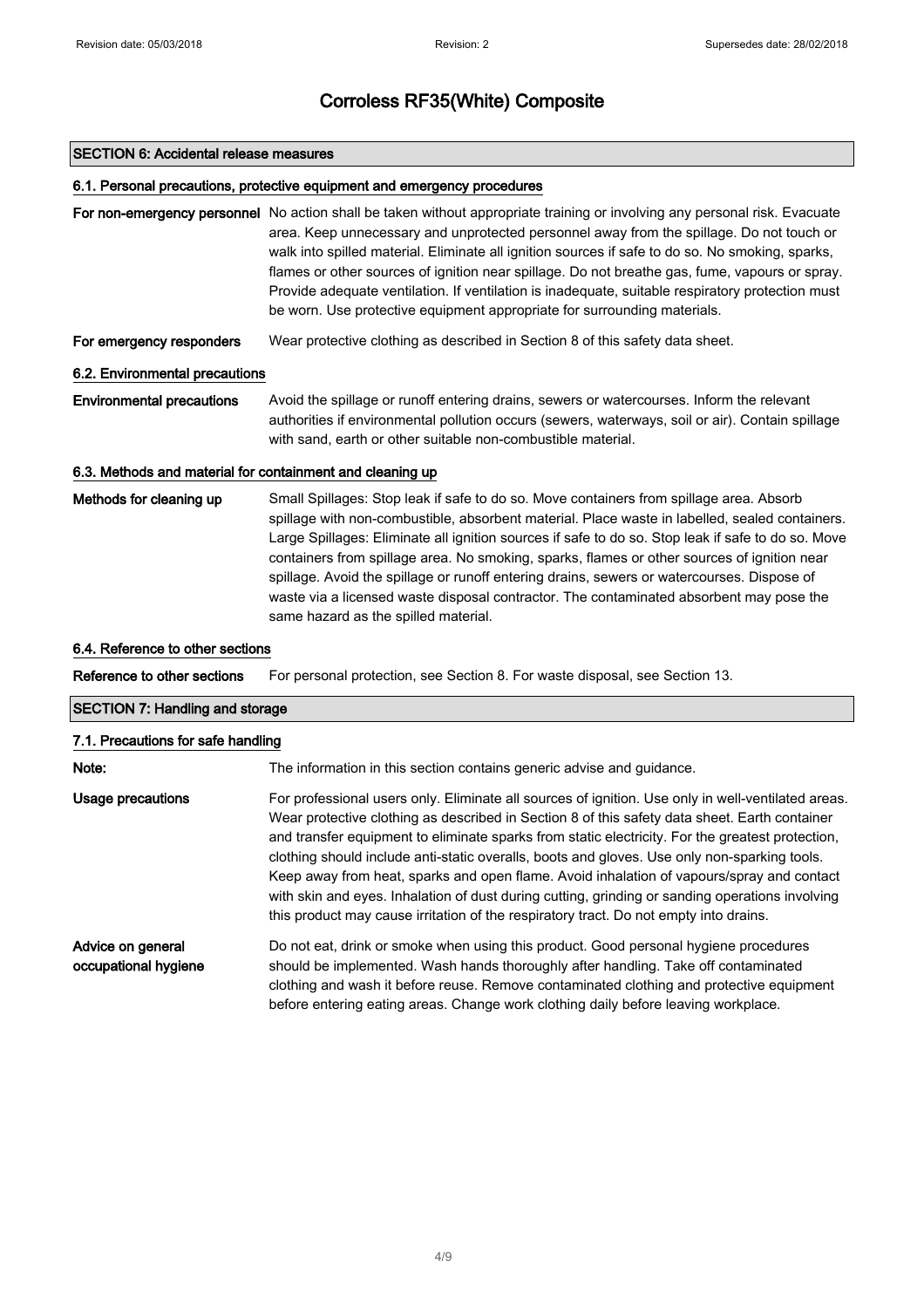# Corroless RF35(White) Composite

## SECTION 6: Accidental release measures

### 6.1. Personal precautions, protective equipment and emergency procedures

**For non-emergency personnel** No action shall be taken without appropriate training or involving any personal risk. Evacuate area. Keep unnecessary and unprotected personnel away from the spillage. Do not touch or walk into spilled material. Eliminate all ignition sources if safe to do so. No smoking, sparks, flames or other sources of ignition near spillage. Do not breathe gas, fume, vapours or spray. Provide adequate ventilation. If ventilation is inadequate, suitable respiratory protection must be worn. Use protective equipment appropriate for surrounding materials.

**For emergency responders** Wear protective clothing as described in Section 8 of this safety data sheet.

### 6.2. Environmental precautions

**Environmental precautions** Avoid the spillage or runoff entering drains, sewers or watercourses. Inform the relevant authorities if environmental pollution occurs (sewers, waterways, soil or air). Contain spillage with sand, earth or other suitable non-combustible material.

### 6.3. Methods and material for containment and cleaning up

**Methods for cleaning up** Small Spillages: Stop leak if safe to do so. Move containers from spillage area. Absorb spillage with non-combustible, absorbent material. Place waste in labelled, sealed containers. Large Spillages: Eliminate all ignition sources if safe to do so. Stop leak if safe to do so. Move containers from spillage area. No smoking, sparks, flames or other sources of ignition near spillage. Avoid the spillage or runoff entering drains, sewers or watercourses. Dispose of waste via a licensed waste disposal contractor. The contaminated absorbent may pose the same hazard as the spilled material.

### 6.4. Reference to other sections

**Reference to other sections** For personal protection, see Section 8. For waste disposal, see Section 13.

## SECTION 7: Handling and storage

### 7.1. Precautions for safe handling

**Note:** The information in this section contains generic advise and guidance.

**Usage precautions** For professional users only. Eliminate all sources of ignition. Use only in well-ventilated areas. Wear protective clothing as described in Section 8 of this safety data sheet. Earth container and transfer equipment to eliminate sparks from static electricity. For the greatest protection, clothing should include anti-static overalls, boots and gloves. Use only non-sparking tools. Keep away from heat, sparks and open flame. Avoid inhalation of vapours/spray and contact with skin and eyes. Inhalation of dust during cutting, grinding or sanding operations involving this product may cause irritation of the respiratory tract. Do not empty into drains.

**Advice on general occupational hygiene** Do not eat, drink or smoke when using this product. Good personal hygiene procedures should be implemented. Wash hands thoroughly after handling. Take off contaminated clothing and wash it before reuse. Remove contaminated clothing and protective equipment before entering eating areas. Change work clothing daily before leaving workplace.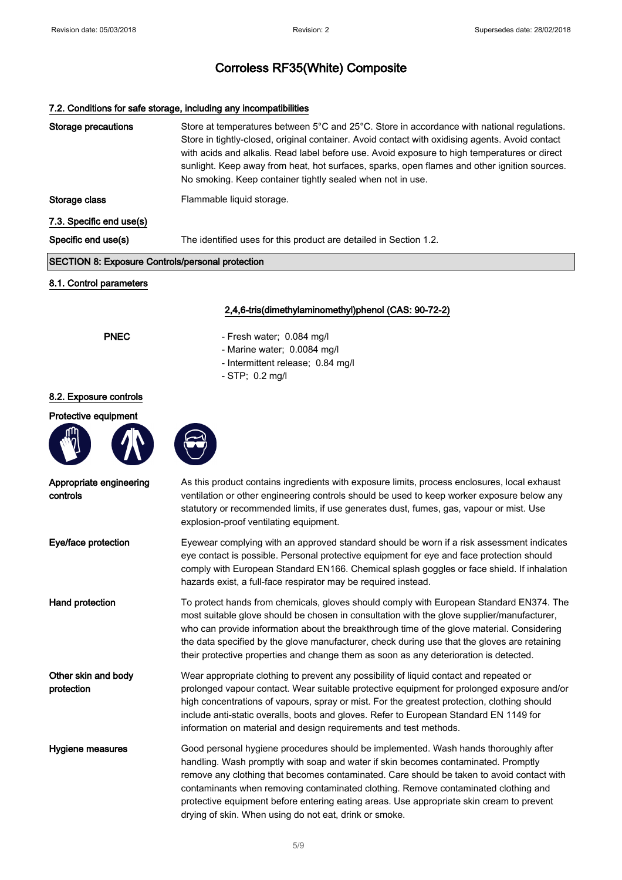# Corroless RF35(White) Composite

### 7.2. Conditions for safe storage, including any incompatibilities

**Storage precautions** Store at temperatures between 5°C and 25°C. Store in accordance with national regulations. Store in tightly-closed, original container. Avoid contact with oxidising agents. Avoid contact with acids and alkalis. Read label before use. Avoid exposure to high temperatures or direct sunlight. Keep away from heat, hot surfaces, sparks, open flames and other ignition sources. No smoking. Keep container tightly sealed when not in use.

**Storage class** Flammable liquid storage.

### 7.3. Specific end use(s)

**Specific end use(s)** The identified uses for this product are detailed in Section 1.2.

## SECTION 8: Exposure Controls/personal protection

### 8.1. Control parameters

**2,4,6-tris(dimethylaminomethyl)phenol (CAS: 90-72-2)**

**PNEC**

- Fresh water; 0.084 mg/l
- Marine water; 0.0084 mg/l
- Intermittent release; 0.84 mg/l
- STP; 0.2 mg/l

### 8.2. Exposure controls

**Protective equipment**

**Appropriate engineering controls** As this product contains ingredients with exposure limits, process enclosures, local exhaust ventilation or other engineering controls should be used to keep worker exposure below any statutory or recommended limits, if use generates dust, fumes, gas, vapour or mist. Use explosion-proof ventilating equipment.

**Eye/face protection** Eyewear complying with an approved standard should be worn if a risk assessment indicates eye contact is possible. Personal protective equipment for eye and face protection should comply with European Standard EN166. Chemical splash goggles or face shield. If inhalation hazards exist, a full-face respirator may be required instead.

**Hand protection** To protect hands from chemicals, gloves should comply with European Standard EN374. The most suitable glove should be chosen in consultation with the glove supplier/manufacturer, who can provide information about the breakthrough time of the glove material. Considering the data specified by the glove manufacturer, check during use that the gloves are retaining their protective properties and change them as soon as any deterioration is detected.

**Other skin and body protection** Wear appropriate clothing to prevent any possibility of liquid contact and repeated or prolonged vapour contact. Wear suitable protective equipment for prolonged exposure and/or high concentrations of vapours, spray or mist. For the greatest protection, clothing should include anti-static overalls, boots and gloves. Refer to European Standard EN 1149 for information on material and design requirements and test methods.

**Hygiene measures** Good personal hygiene procedures should be implemented. Wash hands thoroughly after handling. Wash promptly with soap and water if skin becomes contaminated. Promptly remove any clothing that becomes contaminated. Care should be taken to avoid contact with contaminants when removing contaminated clothing. Remove contaminated clothing and protective equipment before entering eating areas. Use appropriate skin cream to prevent drying of skin. When using do not eat, drink or smoke.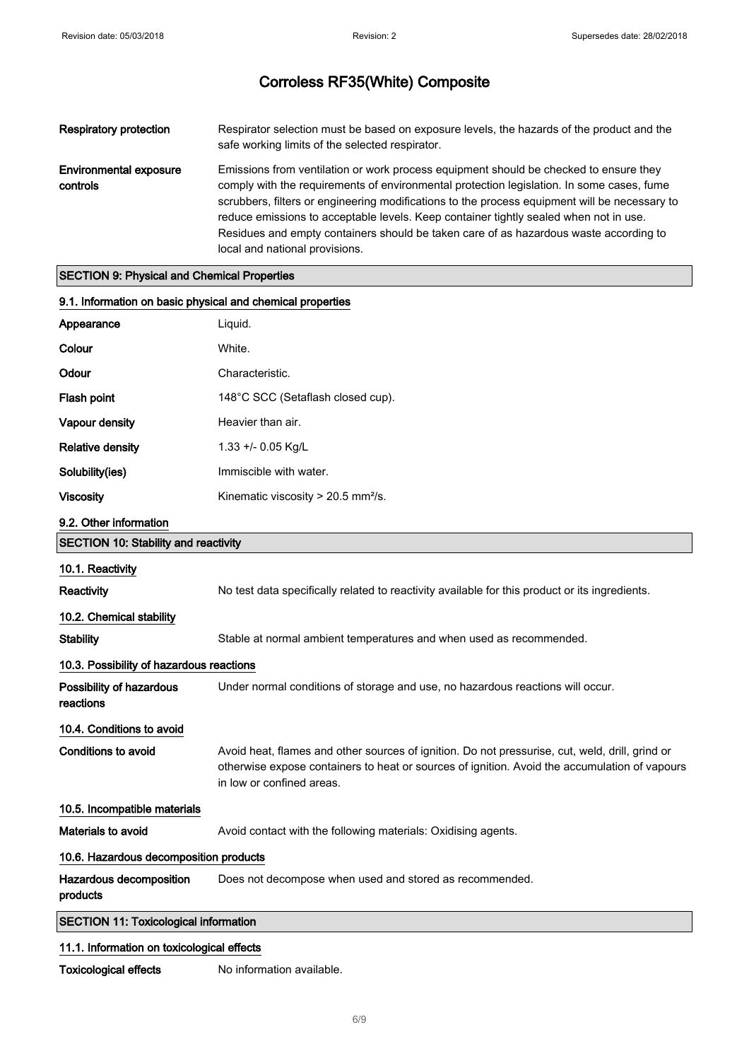| | |
|---|---|
| **Respiratory protection** | Respirator selection must be based on exposure levels, the hazards of the product and the safe working limits of the selected respirator. |
| **Environmental exposure controls** | Emissions from ventilation or work process equipment should be checked to ensure they comply with the requirements of environmental protection legislation. In some cases, fume scrubbers, filters or engineering modifications to the process equipment will be necessary to reduce emissions to acceptable levels. Keep container tightly sealed when not in use. Residues and empty containers should be taken care of as hazardous waste according to local and national provisions. |

## SECTION 9: Physical and Chemical Properties

### 9.1. Information on basic physical and chemical properties

| | |
|---|---|
| **Appearance** | Liquid. |
| **Colour** | White. |
| **Odour** | Characteristic. |
| **Flash point** | 148°C SCC (Setaflash closed cup). |
| **Vapour density** | Heavier than air. |
| **Relative density** | 1.33 +/- 0.05 Kg/L |
| **Solubility(ies)** | Immiscible with water. |
| **Viscosity** | Kinematic viscosity > 20.5 mm²/s. |

### 9.2. Other information

## SECTION 10: Stability and reactivity

### 10.1. Reactivity

| | |
|---|---|
| **Reactivity** | No test data specifically related to reactivity available for this product or its ingredients. |

### 10.2. Chemical stability

| | |
|---|---|
| **Stability** | Stable at normal ambient temperatures and when used as recommended. |

### 10.3. Possibility of hazardous reactions

| | |
|---|---|
| **Possibility of hazardous reactions** | Under normal conditions of storage and use, no hazardous reactions will occur. |

### 10.4. Conditions to avoid

| | |
|---|---|
| **Conditions to avoid** | Avoid heat, flames and other sources of ignition. Do not pressurise, cut, weld, drill, grind or otherwise expose containers to heat or sources of ignition. Avoid the accumulation of vapours in low or confined areas. |

### 10.5. Incompatible materials

| | |
|---|---|
| **Materials to avoid** | Avoid contact with the following materials: Oxidising agents. |

### 10.6. Hazardous decomposition products

| | |
|---|---|
| **Hazardous decomposition products** | Does not decompose when used and stored as recommended. |

## SECTION 11: Toxicological information

### 11.1. Information on toxicological effects

| | |
|---|---|
| **Toxicological effects** | No information available. |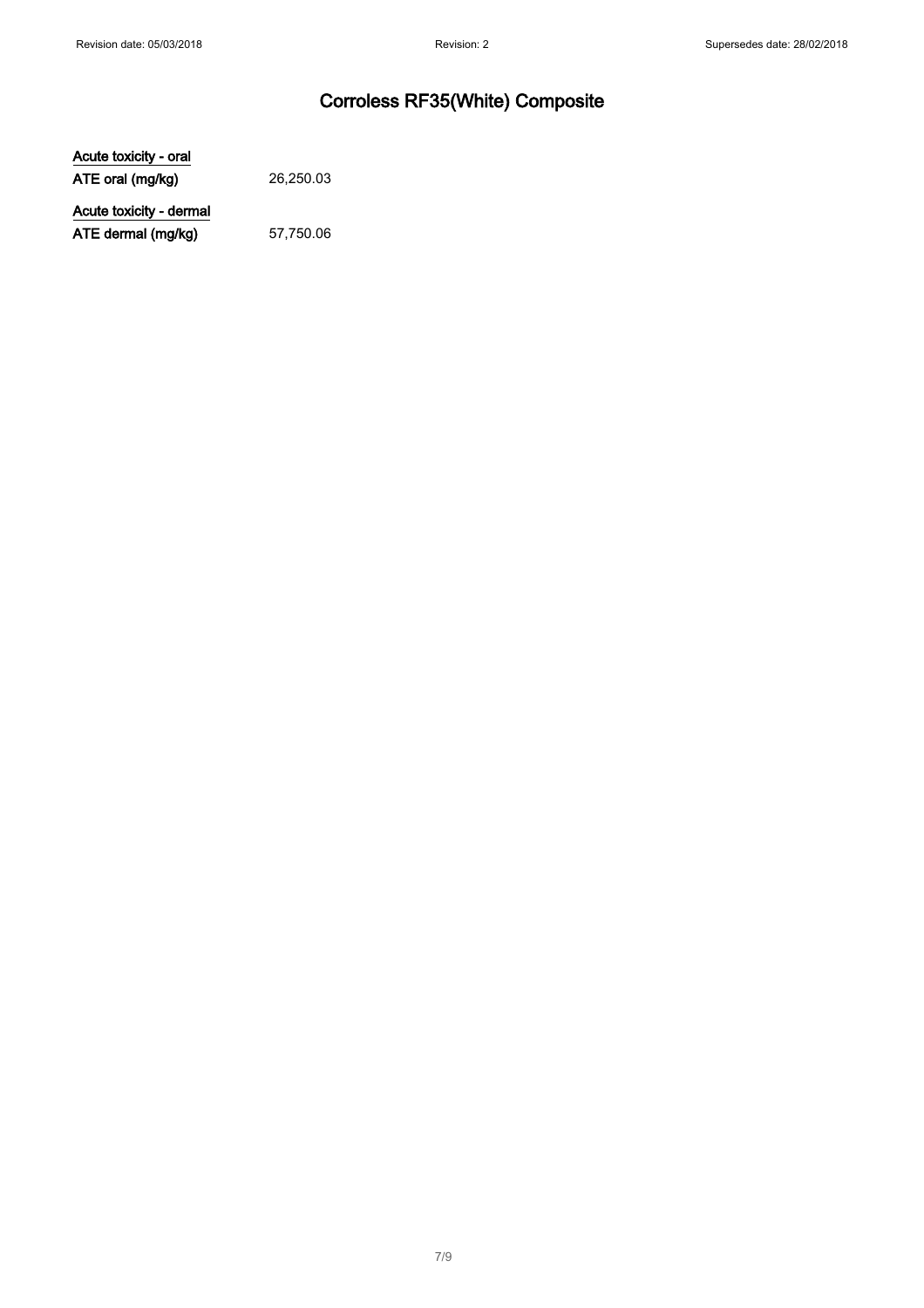Acute toxicity - oral

| | |
|---|---|
| **ATE oral (mg/kg)** | 26,250.03 |

Acute toxicity - dermal

| | |
|---|---|
| **ATE dermal (mg/kg)** | 57,750.06 |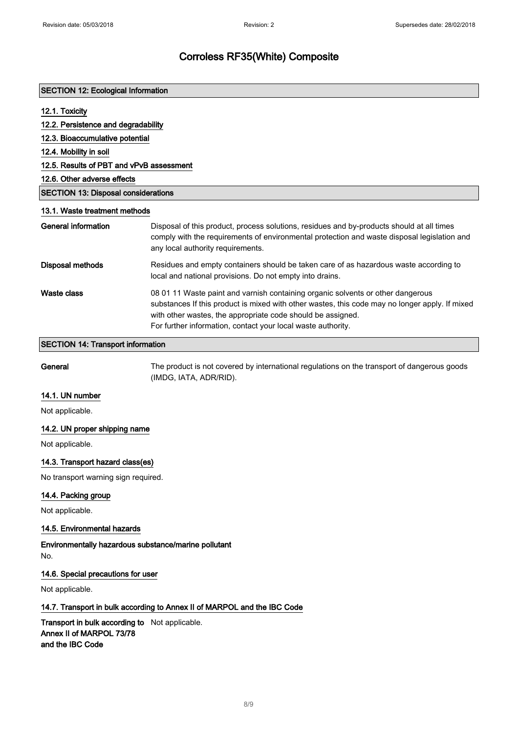# Corroless RF35(White) Composite

## SECTION 12: Ecological Information

### 12.1. Toxicity

### 12.2. Persistence and degradability

### 12.3. Bioaccumulative potential

### 12.4. Mobility in soil

### 12.5. Results of PBT and vPvB assessment

### 12.6. Other adverse effects

## SECTION 13: Disposal considerations

### 13.1. Waste treatment methods

**General information** Disposal of this product, process solutions, residues and by-products should at all times comply with the requirements of environmental protection and waste disposal legislation and any local authority requirements.

**Disposal methods** Residues and empty containers should be taken care of as hazardous waste according to local and national provisions. Do not empty into drains.

**Waste class** 08 01 11 Waste paint and varnish containing organic solvents or other dangerous substances If this product is mixed with other wastes, this code may no longer apply. If mixed with other wastes, the appropriate code should be assigned.
For further information, contact your local waste authority.

## SECTION 14: Transport information

**General** The product is not covered by international regulations on the transport of dangerous goods (IMDG, IATA, ADR/RID).

### 14.1. UN number

Not applicable.

### 14.2. UN proper shipping name

Not applicable.

### 14.3. Transport hazard class(es)

No transport warning sign required.

### 14.4. Packing group

Not applicable.

### 14.5. Environmental hazards

**Environmentally hazardous substance/marine pollutant**

No.

### 14.6. Special precautions for user

Not applicable.

### 14.7. Transport in bulk according to Annex II of MARPOL and the IBC Code

**Transport in bulk according to Annex II of MARPOL 73/78 and the IBC Code** Not applicable.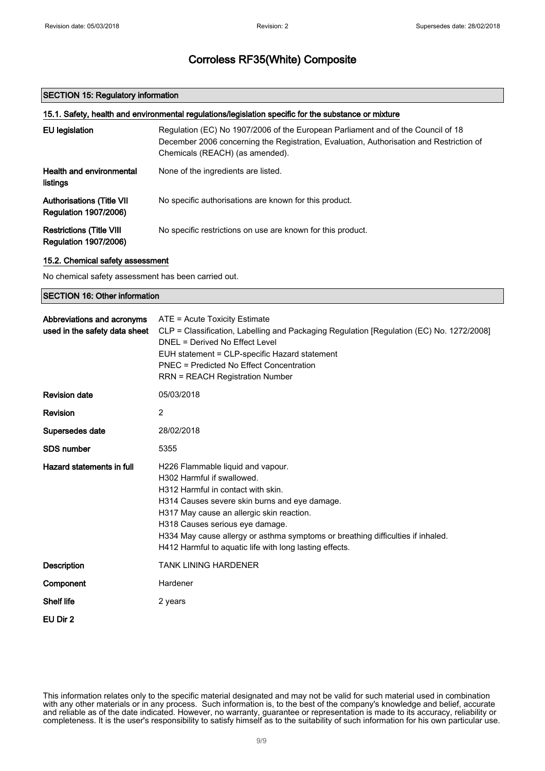# Corroless RF35(White) Composite

## SECTION 15: Regulatory information

### 15.1. Safety, health and environmental regulations/legislation specific for the substance or mixture

| | |
|---|---|
| **EU legislation** | Regulation (EC) No 1907/2006 of the European Parliament and of the Council of 18 December 2006 concerning the Registration, Evaluation, Authorisation and Restriction of Chemicals (REACH) (as amended). |
| **Health and environmental listings** | None of the ingredients are listed. |
| **Authorisations (Title VII Regulation 1907/2006)** | No specific authorisations are known for this product. |
| **Restrictions (Title VIII Regulation 1907/2006)** | No specific restrictions on use are known for this product. |

### 15.2. Chemical safety assessment

No chemical safety assessment has been carried out.

## SECTION 16: Other information

| | |
|---|---|
| **Abbreviations and acronyms used in the safety data sheet** | ATE = Acute Toxicity Estimate<br>CLP = Classification, Labelling and Packaging Regulation [Regulation (EC) No. 1272/2008]<br>DNEL = Derived No Effect Level<br>EUH statement = CLP-specific Hazard statement<br>PNEC = Predicted No Effect Concentration<br>RRN = REACH Registration Number |
| **Revision date** | 05/03/2018 |
| **Revision** | 2 |
| **Supersedes date** | 28/02/2018 |
| **SDS number** | 5355 |
| **Hazard statements in full** | H226 Flammable liquid and vapour.<br>H302 Harmful if swallowed.<br>H312 Harmful in contact with skin.<br>H314 Causes severe skin burns and eye damage.<br>H317 May cause an allergic skin reaction.<br>H318 Causes serious eye damage.<br>H334 May cause allergy or asthma symptoms or breathing difficulties if inhaled.<br>H412 Harmful to aquatic life with long lasting effects. |
| **Description** | TANK LINING HARDENER |
| **Component** | Hardener |
| **Shelf life** | 2 years |
| **EU Dir 2** | |

This information relates only to the specific material designated and may not be valid for such material used in combination with any other materials or in any process. Such information is, to the best of the company's knowledge and belief, accurate and reliable as of the date indicated. However, no warranty, guarantee or representation is made to its accuracy, reliability or completeness. It is the user's responsibility to satisfy himself as to the suitability of such information for his own particular use.